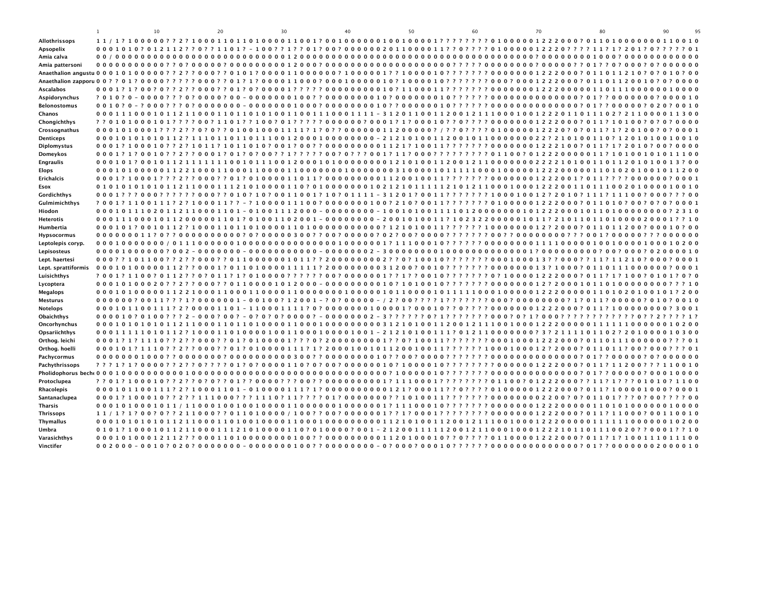| Taxon | Characters 1–95 |
| --- | --- |
| Allothrissops | 1 1 / 1 ? 1 0 0 0 0 0 ? ? 2 ? 1 0 0 0 1 1 0 1 1 0 1 0 0 0 0 1 1 0 0 1 ? 0 0 1 0 0 0 0 0 0 1 0 0 1 0 0 0 0 1 ? ? ? ? ? ? ? ? 0 1 0 0 0 0 0 1 2 2 2 0 0 0 ? 0 1 1 0 1 0 0 0 0 0 0 0 0 1 1 0 0 1 0 |
| Apsopelix | 0 0 0 1 0 1 0 ? 0 1 2 1 1 2 ? ? 0 ? ? 1 1 0 1 ? - 1 0 0 ? ? 1 ? ? 0 1 ? 0 0 ? 0 0 0 0 0 0 2 0 1 1 0 0 0 0 1 1 ? ? 0 ? ? ? ? 0 1 0 0 0 0 0 1 2 2 2 0 ? ? ? ? 1 1 ? 1 ? 2 0 1 ? 0 ? ? ? ? ? 0 1 |
| Amia calva | 0 0 / 0 0 0 0 0 0 0 0 0 0 0 0 0 0 0 0 0 0 0 0 0 0 0 0 0 0 0 0 1 2 0 0 0 0 0 0 0 0 0 0 0 0 0 0 0 0 0 0 0 0 0 0 0 0 0 0 0 0 0 0 0 0 0 0 0 0 0 0 0 0 ? 0 0 0 0 0 0 0 0 0 1 0 0 0 ? 0 0 0 0 0 0 0 0 0 0 0 0 0 |
| Amia pattersoni | 0 0 0 0 0 0 0 0 0 0 0 0 ? ? 0 ? 0 0 0 0 0 ? 0 0 0 0 0 0 0 0 0 0 1 2 0 0 0 ? 0 0 0 0 0 0 0 0 0 0 0 0 0 0 0 0 0 0 0 0 0 0 ? ? ? ? ? 0 0 0 0 0 0 0 0 ? 0 0 0 0 0 ? ? 0 1 ? ? 0 ? 0 0 0 ? 0 ? 0 0 0 0 0 0 |
| Anaethalion angustus | 0 0 0 1 0 1 0 0 0 0 0 ? ? 2 ? ? 0 0 0 ? ? 0 1 0 1 ? 0 0 0 0 1 1 0 0 0 0 0 0 ? 1 0 0 0 0 0 1 ? ? 1 0 0 0 0 1 0 ? ? ? ? ? ? 0 0 0 0 0 0 0 1 2 2 2 0 0 0 ? 0 1 1 0 1 1 2 1 0 ? 0 ? 0 1 0 ? 0 0 |
| Anaethalion zapporum | 0 0 ? 0 1 ? 0 0 0 0 ? ? ? ? 0 0 0 ? ? 0 1 ? 1 ? 0 0 0 0 1 1 0 0 0 ? 0 0 0 1 0 0 0 0 0 1 0 ? 1 0 0 0 0 1 0 ? ? ? ? ? ? 0 0 0 ? 0 0 0 1 2 2 2 0 0 0 ? 0 1 1 0 1 1 2 0 0 1 0 ? 0 ? 0 0 0 0 |
| Ascalabos | 0 0 0 1 ? 1 ? 0 0 ? 0 ? ? 2 ? ? 0 0 0 ? ? 0 1 ? 0 ? 0 0 0 0 0 1 ? ? ? ? ? 0 0 0 0 0 0 0 0 0 0 1 0 ? 1 1 0 0 0 1 ? ? ? ? ? ? 0 0 0 0 0 0 0 1 2 2 2 0 0 0 0 0 1 1 0 1 1 1 0 0 0 0 0 0 1 0 0 0 0 |
| Aspidorynchus | ? 0 1 0 ? 0 - 0 0 0 0 ? ? ? 0 ? 0 0 0 0 ? 0 0 - 0 0 0 0 0 0 0 0 1 0 0 ? ? 0 0 0 0 0 0 0 0 0 1 0 ? 0 0 0 0 0 0 1 0 ? ? ? ? ? ? 0 0 0 0 0 0 0 0 0 0 0 0 0 0 0 0 ? 0 1 ? ? 0 0 0 0 0 0 0 ? 0 0 0 0 1 0 |
| Belonostomus | 0 0 1 0 ? 0 - ? 0 0 0 ? ? 0 ? 0 0 0 0 0 0 0 - 0 0 0 0 0 0 0 0 1 0 0 0 ? 0 0 0 0 0 0 0 0 0 1 0 ? ? 0 0 0 0 0 0 1 0 ? ? ? ? ? ? 0 0 0 0 0 0 0 0 0 0 0 0 0 0 0 0 ? 0 1 ? ? 0 0 0 0 0 ? 0 2 0 ? 0 0 1 0 |
| Chanos | 0 0 0 1 1 1 0 0 0 1 0 1 1 2 1 1 0 0 0 1 1 0 1 1 0 1 0 1 0 0 1 1 0 0 1 1 1 0 0 0 1 1 1 1 - 3 1 2 0 1 1 0 0 1 1 2 0 0 1 2 1 1 1 0 0 0 1 0 0 1 2 2 2 0 1 1 0 1 1 1 0 2 ? 2 1 1 0 0 0 0 1 1 3 0 0 |
| Chongichthys | ? ? 0 1 0 1 0 0 0 1 0 1 ? ? ? ? 0 0 ? 1 1 0 1 ? ? 1 0 0 ? 0 1 ? ? ? ? ? 0 0 0 0 0 0 ? 0 0 0 1 ? 1 ? 0 0 0 1 0 ? ? 0 ? ? ? ? 0 0 0 0 0 0 0 1 2 2 2 0 0 0 ? 0 1 1 ? 1 0 1 0 0 ? 0 ? 0 ? 0 0 0 0 |
| Crossognathus | 0 0 0 1 0 1 0 0 0 1 ? ? ? ? 2 ? ? 0 ? 0 ? ? 0 1 0 0 1 0 0 0 1 1 1 1 ? 1 ? 0 ? ? 0 0 0 0 0 0 1 1 2 0 0 0 0 0 ? / ? ? 0 ? ? ? ? 0 1 0 0 0 0 0 1 2 2 2 0 ? 0 ? 0 1 1 ? 1 ? 2 0 1 0 0 ? 0 ? 0 0 0 1 |
| Denticeps | 0 0 0 1 0 1 0 1 0 1 0 1 1 2 ? 1 1 1 0 1 1 0 1 1 0 1 1 1 0 0 1 2 0 0 0 1 0 0 0 0 0 0 0 0 - 2 1 2 1 0 1 0 0 1 1 2 0 0 1 0 1 1 0 0 0 0 0 0 0 2 2 ? 2 1 0 1 0 0 1 1 0 ? 1 2 0 1 0 1 0 0 1 0 0 1 0 |
| Diplomystus | 0 0 0 1 ? 1 0 0 0 1 0 ? ? ? 2 ? 1 0 1 1 ? 1 0 1 1 0 1 0 ? 0 0 1 ? 0 0 ? 0 0 0 0 0 0 0 0 0 1 1 2 1 ? 1 0 0 1 1 ? ? ? ? ? ? ? 0 0 0 0 0 0 0 1 2 2 2 1 0 0 ? 0 1 1 ? 1 ? 2 0 1 0 ? 0 0 ? 0 0 0 0 |
| Domeykos | 0 0 0 1 ? 1 ? 0 0 1 0 ? ? 2 ? ? 0 0 0 1 ? 0 1 ? 0 ? 0 0 ? 1 ? ? ? ? ? ? 0 0 ? 0 ? ? ? 0 0 1 ? 1 1 ? 0 0 0 ? ? ? ? ? ? ? ? ? 0 1 1 0 0 ? 0 1 2 2 2 0 0 0 0 0 1 1 ? 1 0 1 0 0 1 0 1 0 1 1 1 0 0 |
| Engraulis | 0 0 0 1 0 1 ? 0 0 1 0 1 1 2 1 1 1 1 1 1 1 0 0 1 0 1 1 1 0 0 1 2 0 0 1 0 1 0 0 0 0 0 0 0 0 1 2 1 0 1 0 0 1 1 2 0 0 1 2 1 1 0 0 0 0 0 0 0 2 2 2 2 1 0 1 0 0 1 1 0 1 1 2 0 1 0 1 0 0 1 3 ? 0 0 |
| Elops | 0 0 0 1 0 1 0 0 0 0 0 1 1 2 2 1 0 0 0 1 1 0 0 0 1 1 0 0 0 0 1 1 0 0 0 0 0 0 0 1 0 0 0 0 0 0 0 0 3 1 0 0 0 0 1 0 1 1 1 1 1 0 0 0 1 0 0 0 0 0 1 2 2 2 0 0 0 0 0 1 1 0 1 0 2 0 1 0 0 1 0 1 1 2 0 0 |
| Erichalcis | 0 0 0 1 ? 1 0 0 0 1 ? ? ? ? 2 ? ? 0 0 0 ? ? 0 1 ? 0 1 0 0 0 0 1 1 0 1 1 ? 0 0 0 0 0 0 0 0 0 0 1 1 2 0 0 1 0 0 1 1 ? ? ? ? ? ? ? 0 0 0 0 0 0 0 1 2 2 2 0 0 1 ? 0 1 1 ? ? ? ? 0 0 0 0 0 0 ? 0 0 0 1 |
| Esox | 0 1 0 1 0 1 0 1 0 1 0 1 1 2 1 1 0 0 0 1 1 1 2 1 0 1 0 0 0 0 1 1 0 ? 0 1 0 0 0 0 0 0 0 1 0 2 1 2 1 0 1 1 1 1 2 1 0 1 2 1 1 0 0 0 1 0 0 0 1 2 2 2 0 0 1 1 0 1 1 1 0 0 2 0 1 0 0 0 0 1 0 0 1 0 |
| Gordichthys | 0 0 0 1 ? ? ? 0 0 0 ? ? ? ? ? ? 0 0 0 ? ? 0 1 0 ? 1 0 ? 1 0 0 1 1 0 0 1 ? 1 0 ? 0 1 1 1 1 - 3 1 2 0 1 ? 0 0 1 1 ? ? ? ? ? ? ? 1 0 0 0 1 0 0 1 2 ? 2 0 1 0 ? 1 1 1 ? 1 1 1 0 0 ? 0 0 0 ? ? ? 0 0 |
| Gulmimichthys | ? 0 0 1 ? 1 1 0 0 1 1 1 ? 2 ? 1 0 0 0 1 1 ? ? - ? 1 0 0 0 0 1 1 1 0 0 ? 0 0 0 0 0 0 0 1 0 0 ? 2 1 0 ? 0 0 1 1 ? ? ? ? ? ? ? 0 1 0 0 0 0 0 1 2 2 2 0 0 0 ? 0 1 1 0 1 0 ? 0 0 ? 0 ? 0 ? 0 0 0 1 |
| Hiodon | 0 0 0 1 0 1 1 1 0 2 0 1 1 2 1 1 0 0 0 1 1 0 1 - 0 1 0 0 1 1 1 2 0 0 0 - 0 0 0 0 0 0 0 0 - 1 0 0 1 0 1 0 0 1 1 1 1 0 1 2 0 0 0 0 0 0 0 1 0 1 2 2 2 0 0 0 1 0 1 1 0 1 0 0 0 0 0 0 0 0 ? 2 3 1 0 |
| Heterotis | 0 0 0 1 1 1 0 0 0 1 0 1 1 2 0 0 0 0 0 1 1 0 1 ? 0 1 0 0 1 1 0 2 0 0 1 - 0 0 0 0 0 0 0 0 - 2 0 0 1 0 1 0 0 1 1 ? 1 0 2 3 2 2 0 0 0 0 0 1 0 1 1 ? 2 1 0 1 1 0 1 1 0 1 0 0 0 0 2 0 0 0 1 ? ? 1 0 |
| Humbertia | 0 0 0 1 0 1 ? 0 0 1 0 1 1 2 ? 1 0 0 0 1 1 0 1 1 0 1 0 0 0 0 1 1 0 1 0 0 0 0 0 0 0 0 0 0 0 0 ? 1 2 1 0 1 0 0 1 1 ? ? ? ? ? ? ? 1 0 0 0 0 0 0 0 1 2 ? 2 0 0 0 ? 0 1 1 0 1 1 2 0 0 ? 0 0 0 1 0 ? 0 0 |
| Hypsocormus | 0 0 0 0 0 0 0 1 1 ? 0 ? ? 0 0 0 0 0 0 0 0 0 0 0 ? 0 ? 0 0 0 0 0 3 0 0 ? ? 0 0 ? 0 0 0 0 0 0 ? 0 2 ? 0 0 ? 0 0 0 0 ? ? ? ? ? ? ? 0 0 ? ? 0 0 0 0 0 0 0 0 0 ? ? ? 0 0 1 ? 0 0 0 0 0 ? ? ? 0 0 0 0 0 0 |
| Leptolepis coryp. | 0 0 0 1 0 0 0 0 0 0 0 / 0 1 1 1 0 0 0 0 0 0 1 0 0 0 0 0 0 0 0 0 0 0 0 0 0 0 0 1 0 0 0 0 0 0 0 1 ? 1 1 1 0 0 0 1 0 ? ? ? ? ? ? 0 0 0 0 0 0 0 0 0 1 1 1 0 0 0 0 0 1 0 0 1 0 0 0 0 1 0 0 0 1 0 2 0 0 |
| Lepisosteus | 0 0 0 0 1 0 0 0 0 0 0 ? 0 0 2 - 0 0 0 0 0 0 0 - 0 0 0 0 0 0 0 0 0 0 0 0 - 0 0 0 0 0 0 0 0 2 - 3 0 0 0 0 0 0 0 0 1 0 0 0 0 0 0 0 0 0 0 0 0 0 0 1 ? 0 0 0 0 0 0 0 0 0 ? 0 0 ? 0 0 0 ? 0 2 0 0 0 0 1 0 |
| Lept. haertesi | 0 0 0 ? ? 1 0 1 1 0 0 ? ? 2 ? ? 0 0 0 ? ? 0 1 1 0 0 0 0 0 0 1 0 1 1 ? ? 2 0 0 0 0 0 0 0 0 0 2 ? ? 0 ? 1 0 0 1 0 ? ? ? ? ? ? ? 0 0 0 1 0 0 0 1 3 ? ? 0 0 0 ? ? 1 1 ? 1 1 2 1 0 ? 0 0 0 ? 0 0 0 1 |
| Lept. sprattiformis | 0 0 0 1 0 1 0 0 0 0 0 1 1 2 ? ? 0 0 0 1 ? 0 1 1 0 1 0 0 0 0 1 1 1 1 1 ? 2 0 0 0 0 0 0 0 0 0 3 1 2 0 0 ? 0 0 1 0 ? ? ? ? ? ? ? 0 0 0 0 0 0 0 1 3 ? 1 0 0 0 ? 0 1 1 0 1 1 1 0 0 0 0 0 0 ? 0 0 0 1 |
| Luisichthys | ? 0 0 1 ? 1 1 0 0 ? 0 1 1 2 ? ? 0 ? 0 1 1 ? 1 ? 0 1 0 0 0 0 ? ? ? ? ? ? 0 0 ? 0 0 0 0 0 0 1 ? ? 1 ? ? 0 0 1 0 ? ? ? ? ? ? ? 0 ? 1 0 0 0 0 1 2 2 2 0 0 0 ? 0 1 1 ? 1 ? 1 0 0 ? 0 1 0 1 ? 0 ? 0 |
| Lycoptera | 0 0 0 1 0 1 0 0 0 2 0 ? ? 2 ? ? 0 0 0 ? ? 0 1 1 0 0 0 0 1 0 1 2 0 0 0 - 0 0 0 0 0 0 0 0 0 0 1 0 ? 1 0 1 0 0 1 0 ? ? ? ? ? ? 0 0 0 0 0 0 0 1 2 ? 2 0 0 0 1 0 1 1 0 1 0 0 0 0 0 0 0 0 0 ? ? 1 0 |
| Megalops | 0 0 0 1 0 1 0 0 0 0 0 1 1 2 2 1 0 0 0 1 1 0 0 0 1 1 0 0 0 0 1 1 0 0 0 0 0 0 0 1 0 0 0 0 0 0 1 0 1 1 0 0 0 0 1 0 1 1 1 1 1 0 0 0 1 0 0 0 0 0 1 2 2 2 0 0 0 0 0 1 1 0 1 0 2 0 1 0 0 1 0 1 ? 2 0 0 |
| Mesturus | 0 0 0 0 0 0 ? 0 0 1 1 ? ? ? 1 ? 0 0 0 0 0 0 0 1 - 0 0 1 0 0 ? 1 2 0 0 1 - ? 0 ? 0 0 0 0 0 - / 2 ? 0 0 ? ? ? ? 1 ? ? ? ? ? ? ? 0 0 0 ? 0 0 0 0 0 0 0 0 0 ? 1 ? 0 1 ? 0 0 0 0 0 ? 0 1 0 ? 0 0 1 0 |
| Notelops | 0 0 0 1 0 1 1 0 0 1 1 1 ? 2 ? 0 0 0 0 1 1 0 1 - 1 1 0 0 0 1 1 1 1 ? 0 ? 0 0 0 0 0 0 0 0 1 0 0 0 0 1 ? 0 0 0 1 0 ? 0 ? ? ? ? ? 0 0 0 0 0 0 0 1 2 2 2 0 0 0 ? 0 1 1 ? 1 0 0 0 0 0 0 0 0 0 ? 3 0 0 1 |
| Obaichthys | 0 0 0 0 1 0 ? 0 1 0 0 ? ? ? 2 - 0 0 0 ? 0 0 ? - 0 ? 0 ? 0 ? 0 0 0 0 ? - 0 0 0 0 0 0 0 2 - 3 ? ? ? ? ? ? 0 ? 1 ? ? ? ? ? ? ? ? 0 0 0 ? 0 ? 1 ? 0 0 0 ? ? ? ? ? ? ? ? ? ? ? ? ? 0 ? ? 2 ? ? ? ? 1 ? |
| Oncorhynchus | 0 0 0 1 0 1 0 1 0 1 0 1 1 2 1 1 0 0 0 1 1 0 1 1 0 1 0 0 0 0 1 1 0 0 0 1 0 0 0 0 0 0 0 0 0 0 3 1 2 1 0 1 0 0 1 1 2 0 0 1 2 1 1 1 0 0 1 0 0 0 1 2 2 2 0 0 0 0 0 1 1 1 1 1 1 0 0 0 0 0 0 1 0 2 0 0 |
| Opsariichthys | 0 0 0 1 1 1 1 1 0 1 0 1 1 2 ? 1 0 0 0 1 1 0 1 0 0 0 0 1 0 0 1 1 0 0 0 1 0 0 0 0 1 0 0 1 - 2 1 2 1 0 1 0 0 1 1 1 ? 0 1 2 1 1 0 0 0 0 0 0 0 ? 3 ? 2 1 1 1 1 0 1 1 0 2 ? 2 0 1 0 0 0 0 1 0 3 0 0 |
| Orthog. leichi | 0 0 0 1 ? 1 ? 1 1 1 0 ? ? 2 ? ? 0 0 0 ? ? 0 1 ? 0 1 0 0 0 0 1 ? ? ? 0 ? 2 0 0 0 0 0 0 0 0 0 1 ? ? 0 ? 1 0 0 1 1 ? ? ? ? ? ? ? ? 0 0 0 1 0 0 0 1 2 2 2 0 0 0 ? 0 1 1 0 1 1 1 0 0 0 0 0 0 0 ? ? 0 1 |
| Orthog. hoelli | 0 0 0 1 0 1 ? 1 1 1 0 ? ? 2 ? ? 0 0 0 ? ? 0 1 ? 0 1 0 0 0 0 1 1 1 ? 1 ? 2 0 0 0 1 0 0 1 0 1 1 2 0 0 1 0 0 1 1 ? ? ? ? ? ? ? 1 0 0 0 1 0 0 0 1 2 ? 2 0 0 0 ? 0 1 1 0 1 1 ? 0 0 ? 0 0 0 ? ? ? 0 1 |
| Pachycormus | 0 0 0 0 0 0 0 1 0 0 0 ? ? 0 0 0 0 0 0 0 ? 0 0 0 0 0 0 0 0 0 0 0 0 3 0 0 ? ? 0 0 0 0 0 0 0 0 0 1 0 ? ? 0 0 ? 0 0 0 0 ? ? ? ? ? ? 0 0 0 0 0 0 0 0 0 0 0 0 0 0 0 0 ? 0 1 ? ? 0 0 0 0 0 ? 0 ? 0 0 0 0 0 0 |
| Pachythrissops | ? ? ? 1 ? 1 ? 0 0 0 0 ? ? 2 ? ? 0 ? ? ? ? 0 1 ? 0 ? 0 0 0 0 1 1 0 ? 0 ? 0 0 ? 0 0 0 0 0 0 1 0 ? 1 0 0 0 0 1 0 ? ? ? ? ? ? ? 0 0 0 0 0 0 0 1 2 2 2 0 0 0 ? 0 1 1 ? 1 1 2 0 0 ? ? ? 1 1 0 0 1 0 |
| Pholidophorus bechei | 0 0 0 1 0 0 0 0 0 0 0 0 0 1 0 0 0 0 0 0 0 0 0 0 0 0 0 0 0 0 0 0 0 0 0 0 0 0 0 0 0 0 0 0 0 0 0 0 0 ? 1 0 0 0 0 0 1 0 ? ? ? ? ? ? 0 0 0 0 0 0 0 0 0 0 0 0 0 0 0 0 ? 0 1 ? ? 0 0 0 0 0 ? 0 0 0 1 0 0 0 0 |
| Protoclupea | ? ? 0 1 ? 1 0 0 0 1 0 ? ? 2 ? ? 0 ? 0 ? ? 0 1 ? ? 0 0 0 0 ? ? ? 0 0 ? ? 0 0 0 0 0 0 0 0 0 0 1 ? 1 1 1 0 0 0 1 ? ? ? ? ? ? ? ? 0 1 1 0 0 ? 0 1 2 2 2 0 0 0 ? ? 1 1 ? 1 ? ? ? 0 1 0 1 0 ? 1 1 0 0 |
| Rhacolepis | 0 0 0 1 0 1 1 0 0 1 1 1 ? 2 ? 1 0 0 0 1 1 0 1 - 0 1 0 0 0 0 1 1 1 ? 1 ? 0 0 0 0 0 0 0 0 0 0 1 2 1 ? 0 0 0 1 1 ? ? 0 ? ? ? ? 0 1 0 0 0 0 0 1 2 2 2 0 0 0 ? 0 1 1 ? 1 0 0 0 0 1 0 0 0 ? 0 0 0 1 |
| Santanaclupea | 0 0 0 1 ? 1 0 0 0 1 0 ? ? 2 ? ? ? 1 1 1 0 0 0 ? ? ? 1 1 1 0 ? 1 1 ? ? ? ? 0 1 ? 0 0 0 0 0 0 0 0 ? ? 1 0 1 0 0 1 1 ? ? ? ? ? ? ? 0 0 0 0 0 0 0 0 0 2 2 0 0 ? 0 ? 0 1 1 0 1 ? ? ? 0 ? 0 0 ? ? ? 0 0 |
| Tharsis | 0 0 0 1 0 1 0 0 0 1 0 1 1 / 1 1 0 0 0 1 0 0 1 0 0 1 0 0 0 0 1 1 0 0 0 0 0 0 1 0 0 0 0 0 0 0 1 ? 1 1 1 0 0 0 1 0 ? ? ? ? ? ? ? 0 0 0 0 0 0 0 1 2 2 2 0 0 0 0 0 1 1 0 1 0 1 0 0 0 0 0 0 1 0 0 0 0 |
| Thrissops | 1 1 / 1 ? 1 ? 0 0 ? 0 ? ? 2 1 1 0 0 0 ? ? 0 1 1 0 1 0 0 0 0 / 1 0 0 ? ? 0 0 ? 0 0 0 0 0 0 1 ? ? 1 ? 0 0 0 1 ? ? ? ? ? ? ? ? 0 0 0 0 0 0 0 1 2 2 2 0 0 0 ? 0 1 1 ? 1 1 1 0 0 0 ? 0 0 1 1 0 0 1 0 |
| Thymallus | 0 0 0 1 0 1 0 1 0 1 0 1 1 2 1 1 0 0 0 1 1 0 1 0 0 1 0 0 0 0 1 1 0 0 0 1 0 0 0 0 0 0 0 0 0 0 0 1 1 2 1 0 1 0 0 1 1 2 0 0 1 2 1 1 1 0 0 1 0 0 0 1 2 2 2 0 0 0 0 0 1 1 1 1 1 1 0 0 0 0 0 0 1 0 2 0 0 |
| Umbra | 0 1 0 1 ? 1 0 0 0 1 0 1 1 2 1 1 0 0 0 1 1 1 2 1 0 1 0 0 0 0 1 1 0 ? 0 1 0 0 0 0 ? 0 0 1 ? - 2 1 2 0 0 1 1 1 1 1 2 0 0 1 2 1 1 0 0 0 1 0 0 0 1 2 2 2 1 0 1 1 0 1 1 1 0 0 2 0 ? ? 0 0 0 1 ? ? 1 0 |
| Varasichthys | 0 0 0 1 0 1 0 0 0 1 2 1 1 2 ? ? 0 0 0 1 1 0 1 0 0 0 0 0 0 0 0 1 0 0 ? 0 0 0 0 0 0 0 0 0 0 0 1 1 2 0 1 0 0 0 1 0 ? 0 ? ? ? ? ? 0 1 1 0 0 0 0 1 2 2 2 0 0 0 ? 0 1 1 ? 1 ? 1 0 0 1 1 1 0 1 1 1 0 0 |
| Vinctifer | 0 0 2 0 0 0 - 0 0 1 0 ? 0 2 0 ? 0 0 0 0 0 0 0 - 0 0 0 0 0 0 0 0 1 0 0 ? ? 0 0 0 0 0 0 0 0 0 - 0 ? 0 0 0 ? 0 0 0 1 0 ? ? ? ? ? ? 0 0 0 0 0 0 0 0 0 0 0 0 0 0 0 0 ? 0 1 ? ? 0 0 0 0 0 0 0 0 2 0 0 0 0 1 0 |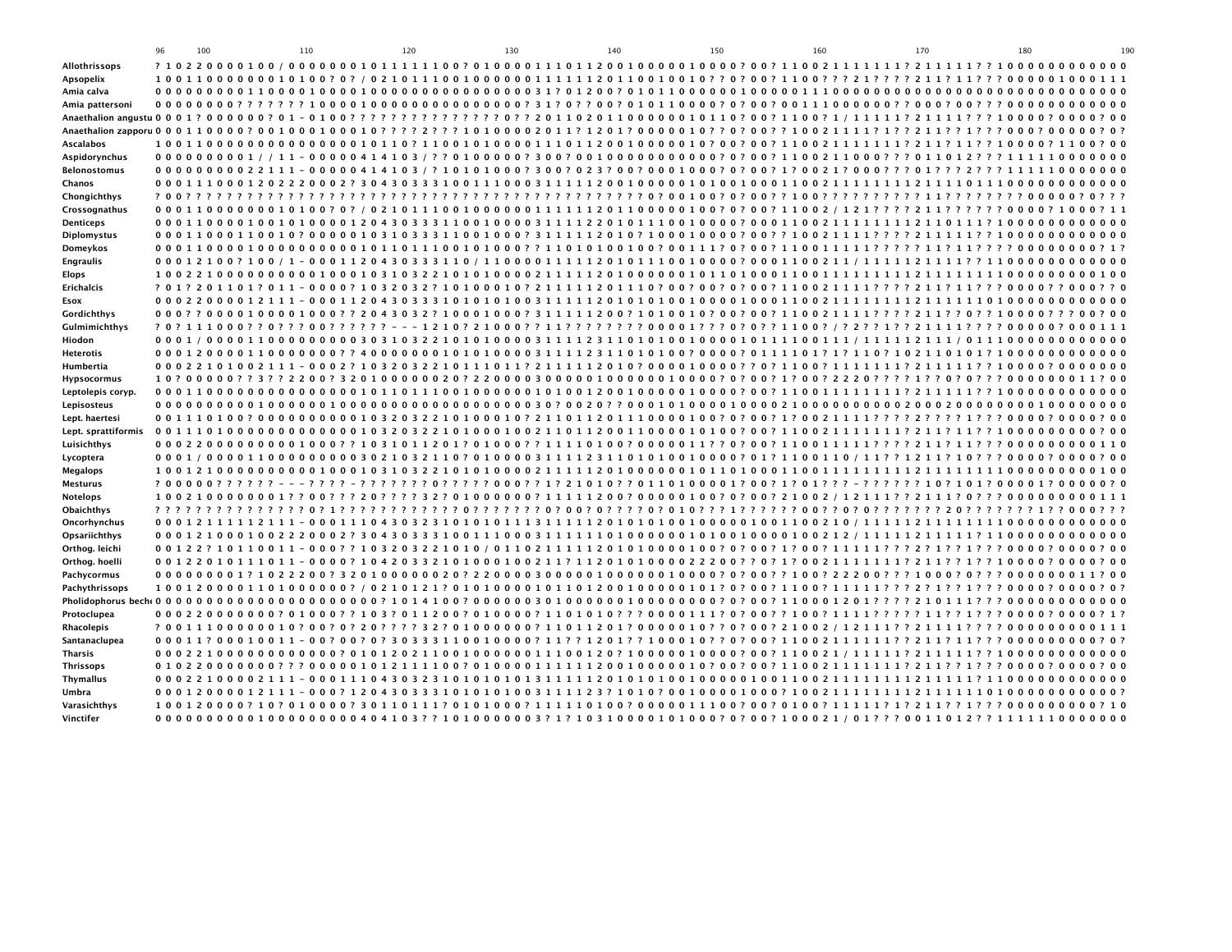| Taxon | 96–190 |
|---|---|
| Allothrissops | ? 1 0 2 2 0 0 0 0 1 0 0 / 0 0 0 0 0 0 0 1 0 1 1 1 1 1 1 0 0 ? 0 1 0 0 0 0 1 1 1 0 1 1 2 0 0 1 0 0 0 0 0 1 0 0 0 0 ? 0 0 ? 1 1 0 0 2 1 1 1 1 1 1 1 1 ? 2 1 1 1 1 1 ? ? 1 0 0 0 0 0 0 0 0 0 0 0 0 |
| Apsopelix | 1 0 0 1 1 0 0 0 0 0 0 0 1 0 1 0 0 ? 0 ? / 0 2 1 0 1 1 1 0 0 1 0 0 0 0 0 0 1 1 1 1 1 1 2 0 1 1 0 0 1 0 0 1 0 ? ? 0 ? 0 0 ? 1 1 0 0 ? ? 2 1 ? ? ? ? 2 1 1 ? 1 1 ? ? 0 0 0 0 0 1 0 0 0 1 1 1 |
| Amia calva | 0 0 0 0 0 0 0 0 0 1 1 0 0 0 0 1 0 0 0 0 1 0 0 0 0 0 0 0 0 0 0 0 0 0 0 0 0 0 0 0 3 1 ? 0 1 2 0 0 ? 0 1 0 1 1 0 0 0 0 0 0 0 1 0 0 0 0 0 0 1 1 1 0 0 0 0 0 0 0 0 0 0 0 0 0 0 0 0 0 0 0 0 0 0 0 0 0 0 0 0 0 0 |
| Amia pattersoni | 0 0 0 0 0 0 0 0 ? ? ? ? ? ? ? 1 0 0 0 0 1 0 0 0 0 0 0 0 0 0 0 0 0 0 0 0 0 0 0 ? 3 1 ? 0 ? ? 0 0 ? 0 1 0 1 1 0 0 0 0 ? 0 ? 0 0 ? 0 0 1 1 1 0 0 0 0 0 0 0 ? ? 0 0 0 ? 0 0 ? ? ? 0 0 0 0 0 0 0 0 0 0 0 0 0 |
| Anaethalion angustu | 0 0 0 1 ? 0 0 0 0 0 0 ? 0 1 - 0 1 0 0 ? ? ? ? ? ? ? ? ? ? ? ? ? ? ? 0 ? ? 2 0 1 1 0 2 0 1 1 0 0 0 0 0 0 1 0 1 1 0 ? 0 0 ? 1 1 0 0 ? 1 / 1 1 1 1 1 ? 2 1 1 1 1 1 ? ? 1 0 0 0 0 ? 0 0 0 0 ? 0 0 |
| Anaethalion zapporu | 0 0 0 1 1 0 0 0 0 ? 0 0 1 0 0 0 1 0 0 0 1 0 ? ? ? ? 2 ? ? ? 1 0 1 0 0 0 0 2 0 1 1 ? 1 2 0 1 ? 0 0 0 0 0 1 0 ? ? 0 ? 0 0 ? ? 1 0 0 2 1 1 1 1 ? 1 ? 2 1 1 ? ? 1 ? ? ? 0 0 0 ? 0 0 0 0 0 ? 0 ? |
| Ascalabos | 1 0 0 1 1 0 0 0 0 0 0 0 0 0 0 0 0 0 0 0 1 0 1 1 0 ? 1 1 0 0 1 0 1 0 0 0 0 1 1 1 0 1 1 2 0 0 1 0 0 0 0 0 1 0 ? 0 0 ? 0 0 ? 1 1 0 0 2 1 1 1 1 1 1 1 ? 2 1 1 ? 1 1 ? ? 1 0 0 0 0 ? 1 1 0 0 ? 0 0 |
| Aspidorynchus | 0 0 0 0 0 0 0 0 0 1 / / 1 1 - 0 0 0 0 0 4 1 4 1 0 3 / ? ? 0 1 0 0 0 0 0 ? 3 0 0 ? 0 0 1 0 0 0 0 0 0 0 0 0 0 0 ? 0 ? 0 0 ? 1 1 0 0 2 1 1 0 0 0 ? ? ? 0 1 1 0 1 2 ? ? ? 1 1 1 1 1 0 0 0 0 0 0 0 |
| Belonostomus | 0 0 0 0 0 0 0 0 0 2 2 1 1 1 - 0 0 0 0 0 4 1 4 1 0 3 / ? 1 0 1 0 1 0 0 0 ? 3 0 0 ? 0 2 3 ? 0 0 ? 0 0 0 1 0 0 0 ? 0 ? 0 0 ? 1 ? 0 0 2 1 ? 0 0 0 ? ? ? 0 1 ? ? ? 2 ? ? ? 1 1 1 1 1 0 0 0 0 0 0 0 |
| Chanos | 0 0 0 1 1 1 0 0 0 1 2 0 2 2 2 0 0 0 2 ? 3 0 4 3 0 3 3 3 1 0 0 1 1 1 0 0 0 3 1 1 1 1 1 2 0 0 1 0 0 0 0 0 1 0 1 0 0 1 0 0 0 1 1 0 0 2 1 1 1 1 1 1 1 1 2 1 1 1 1 0 1 1 1 0 0 0 0 0 0 0 0 0 0 0 0 |
| Chongichthys | ? 0 0 ? ? ? ? ? ? ? ? ? ? ? ? ? ? ? ? ? ? ? ? ? ? ? ? ? ? ? ? ? ? ? ? ? ? ? ? ? ? ? ? ? ? ? ? ? ? ? ? ? ? ? ? ? ? 0 ? 0 0 1 0 0 ? 0 ? 0 0 ? ? 1 0 0 ? ? ? ? ? ? ? ? ? ? ? ? 1 1 ? ? ? ? ? ? ? ? ? 0 0 0 0 0 ? 0 ? ? ? |
| Crossognathus | 0 0 0 1 1 0 0 0 0 0 0 0 1 0 1 0 0 ? 0 ? / 0 2 1 0 1 1 1 0 0 1 0 0 0 0 0 0 1 1 1 1 1 1 2 0 1 1 0 0 0 0 0 1 0 0 ? 0 ? 0 0 ? 1 1 0 0 2 / 1 2 1 ? ? ? ? 2 1 1 ? ? ? ? ? ? ? 0 0 0 0 ? 1 0 0 0 ? 1 1 |
| Denticeps | 0 0 0 1 1 0 0 0 0 1 0 0 1 0 1 0 0 0 0 1 2 0 4 3 0 3 3 3 1 1 0 0 1 0 0 0 0 3 1 1 1 1 2 2 0 1 0 1 1 1 0 0 1 0 0 0 0 ? 0 0 0 1 1 0 0 2 1 1 1 1 1 1 1 1 2 1 1 0 1 1 1 ? 1 0 0 0 0 0 0 0 0 0 0 0 0 |
| Diplomystus | 0 0 0 1 1 0 0 0 1 1 0 0 1 0 ? 0 0 0 0 0 1 0 3 1 0 3 3 3 1 1 0 0 1 0 0 0 ? 3 1 1 1 1 1 2 0 1 0 ? 1 0 0 0 1 0 0 0 0 ? 0 0 ? 0 0 ? ? 1 0 0 2 1 1 1 1 ? ? ? 2 1 1 1 1 1 ? ? 1 0 0 0 0 0 0 0 0 0 0 0 0 |
| Domeykos | 0 0 0 1 1 0 0 0 0 1 0 0 0 0 0 0 0 0 0 0 1 0 1 1 0 1 1 1 0 0 1 0 1 0 0 0 ? ? 1 1 0 1 0 1 0 0 1 0 0 ? 0 0 1 1 1 ? 0 ? 0 0 ? 1 1 0 0 1 1 1 1 1 ? ? ? ? 1 1 ? 1 1 ? ? ? 0 0 0 0 0 0 0 0 0 ? 1 ? |
| Engraulis | 0 0 0 1 2 1 0 0 ? 1 0 0 / 1 - 0 0 0 1 1 2 0 4 3 0 3 3 3 1 1 0 / 1 1 0 0 0 0 1 1 1 1 1 2 0 1 0 1 1 1 0 0 1 0 0 0 0 ? 0 0 0 1 1 0 0 2 1 1 / 1 1 1 1 1 2 1 1 1 1 ? ? 1 1 0 0 0 0 0 0 0 0 0 0 0 0 0 |
| Elops | 1 0 0 2 2 1 0 0 0 0 0 0 0 0 0 0 1 0 0 0 1 0 3 1 0 3 2 2 1 0 1 0 1 0 0 0 0 2 1 1 1 1 1 2 0 1 0 0 0 0 0 0 1 0 1 1 0 1 0 0 0 1 1 0 0 1 1 1 1 1 1 1 1 1 2 1 1 1 1 1 1 1 1 0 0 0 0 0 0 0 0 0 0 1 0 0 |
| Erichalcis | ? 0 1 ? 2 0 1 1 0 1 ? 0 1 1 - 0 0 0 0 ? 1 0 3 2 0 3 2 ? 1 0 1 0 0 0 1 0 ? 2 1 1 1 1 1 1 2 0 1 1 1 0 ? 0 0 ? 0 0 ? 0 ? 0 0 ? 1 1 0 0 2 1 1 1 1 ? ? ? ? 2 1 1 ? 1 1 ? ? ? 0 0 0 0 ? ? 0 0 0 ? ? 0 |
| Esox | 0 0 0 2 2 0 0 0 0 1 2 1 1 1 - 0 0 0 1 1 2 0 4 3 0 3 3 3 1 0 1 0 1 0 1 0 0 3 1 1 1 1 1 2 0 1 0 1 0 1 0 0 1 0 0 0 0 1 0 0 0 1 1 0 0 2 1 1 1 1 1 1 1 1 2 1 1 1 1 1 1 0 1 0 0 0 0 0 0 0 0 0 0 0 0 |
| Gordichthys | 0 0 0 ? ? 0 0 0 0 1 0 0 0 0 1 0 0 0 ? ? 2 0 4 3 0 3 2 ? 1 0 0 0 1 0 0 0 ? 3 1 1 1 1 1 2 0 0 ? 1 0 1 0 0 1 0 ? 0 0 ? 0 0 ? 1 1 0 0 2 1 1 1 1 ? ? ? ? 2 1 1 ? ? 0 ? ? 1 0 0 0 0 ? ? ? ? 0 0 ? 0 0 |
| Gulmimichthys | ? 0 ? 1 1 1 0 0 0 ? ? 0 0 ? ? ? ? ? ? ? ? - - - 1 2 1 0 ? 2 1 0 0 0 ? ? 1 1 ? ? ? ? ? ? ? ? ? ? 0 0 0 0 1 ? ? ? 0 ? 0 ? ? 1 1 0 0 ? / ? 2 ? ? 1 ? 2 1 1 1 1 1 ? ? ? ? 0 0 0 0 0 ? 0 0 0 1 1 1 |
| Hiodon | 0 0 0 1 / 0 0 0 0 1 1 0 0 0 0 0 0 0 0 0 3 0 3 1 0 3 2 2 1 0 1 0 1 0 0 0 0 3 1 1 1 1 2 3 1 1 0 1 0 1 0 0 1 0 0 0 0 1 0 1 1 1 1 0 0 1 1 1 / 1 1 1 1 1 2 1 1 1 / 0 1 1 1 0 0 0 0 0 0 0 0 0 0 0 0 0 |
| Heterotis | 0 0 0 1 2 0 0 0 0 1 1 0 0 0 0 0 0 0 ? ? 4 0 0 0 0 0 0 0 1 0 1 0 1 0 0 0 0 3 1 1 1 1 2 3 1 1 0 1 0 1 0 0 ? 0 0 0 0 ? 0 1 1 1 1 0 1 ? 1 ? 1 1 0 ? 1 0 2 1 1 0 1 0 1 ? 1 0 0 0 0 0 0 0 0 0 0 0 0 0 |
| Humbertia | 0 0 0 2 2 1 0 1 0 0 2 1 1 1 - 0 0 0 2 ? 1 0 3 2 0 3 2 2 1 0 1 1 1 0 1 1 ? 2 1 1 1 1 1 2 0 1 0 ? 0 0 0 0 1 0 0 0 0 ? ? 0 ? 1 1 0 0 ? 1 1 1 1 1 1 1 ? 2 1 1 1 1 1 ? ? 1 0 0 0 0 ? 0 0 0 0 0 0 0 |
| Hypsocormus | 1 0 ? 0 0 0 0 0 ? ? 3 ? ? 2 2 0 0 ? 3 2 0 1 0 0 0 0 0 0 0 2 0 ? 2 2 0 0 0 0 3 0 0 0 0 0 1 0 0 0 0 0 0 1 0 0 0 0 ? 0 ? 0 0 ? 1 ? 0 0 ? 2 2 2 0 ? ? ? ? 1 ? ? 0 ? 0 ? ? ? 0 0 0 0 0 0 0 0 1 1 ? 0 0 |
| Leptolepis coryp. | 0 0 0 1 1 0 0 0 0 0 0 0 0 0 0 0 0 0 0 0 1 0 1 1 0 1 1 1 0 0 1 0 0 0 0 0 0 1 0 1 0 0 1 2 0 0 1 0 0 0 0 0 1 0 0 0 0 ? 0 0 ? 1 1 0 0 1 1 1 1 1 1 1 1 1 ? 2 1 1 1 1 1 ? ? 1 0 0 0 0 0 0 0 0 0 0 0 0 |
| Lepisosteus | 0 0 0 0 0 0 0 0 0 0 1 0 0 0 0 0 0 1 0 0 0 0 0 0 0 0 0 0 0 0 0 0 0 0 0 0 0 0 0 0 3 0 ? 0 0 2 0 ? ? 0 0 0 1 0 1 0 0 0 0 1 0 0 0 0 2 1 0 0 0 0 0 0 0 0 0 0 0 2 0 0 0 2 0 0 0 0 0 0 0 0 0 1 0 0 0 0 0 0 0 0 0 |
| Lept. haertesi | 0 0 1 1 1 0 1 0 0 ? 0 0 0 0 0 0 0 0 0 0 1 0 3 2 0 3 2 2 1 0 1 0 0 0 1 0 ? 2 1 1 0 1 1 2 0 1 1 0 0 0 0 1 0 0 ? 0 ? 0 0 ? 1 ? 0 0 2 1 1 1 1 ? ? ? ? 2 ? ? ? ? ? 1 ? ? ? 0 0 0 0 ? 0 0 0 0 ? 0 0 |
| Lept. sprattiformis | 0 0 1 1 1 0 1 0 0 0 0 0 0 0 0 0 0 0 0 0 1 0 3 2 0 3 2 2 1 0 1 0 0 0 1 0 0 2 1 1 0 1 1 2 0 0 1 1 0 0 0 0 1 0 1 0 0 ? 0 0 ? 1 1 0 0 2 1 1 1 1 1 1 1 1 ? 2 1 1 ? 1 1 ? ? 1 0 0 0 0 0 0 0 0 0 0 ? 0 0 |
| Luisichthys | 0 0 0 2 2 0 0 0 0 0 0 0 0 0 0 1 0 0 0 ? ? 1 0 3 1 0 1 1 2 0 1 ? 0 1 0 0 0 ? ? 1 1 1 1 0 1 0 0 ? 0 0 0 0 0 1 1 ? ? 0 ? 0 0 ? 1 1 0 0 1 1 1 1 1 1 ? ? ? ? 2 1 1 ? 1 1 ? ? ? 0 0 0 0 0 0 0 0 0 0 0 1 1 0 |
| Lycoptera | 0 0 0 1 / 0 0 0 0 1 1 0 0 0 0 0 0 0 0 0 3 0 2 1 0 3 2 1 1 0 ? 0 1 0 0 0 0 3 1 1 1 1 2 3 1 1 0 1 0 1 0 0 1 0 0 0 0 ? 0 1 ? 1 1 0 0 1 1 0 / 1 1 ? 1 2 1 1 ? 1 0 ? ? ? 0 0 0 0 ? 0 0 0 0 ? 0 0 |
| Megalops | 1 0 0 1 2 1 0 0 0 0 0 0 0 0 0 0 1 0 0 0 1 0 3 1 0 3 2 2 1 0 1 0 1 0 0 0 0 2 1 1 1 1 1 2 0 1 0 0 0 0 0 0 1 0 1 1 0 1 0 0 0 1 1 0 0 1 1 1 1 1 1 1 1 1 2 1 1 1 1 1 1 1 1 0 0 0 0 0 0 0 0 0 0 1 0 0 |
| Mesturus | ? 0 0 0 0 0 ? ? ? ? ? ? ? - - - ? ? ? ? - ? ? ? ? ? ? ? ? 0 ? ? ? ? ? 0 0 0 ? ? 1 ? 2 1 0 1 0 ? ? 0 1 1 0 1 0 0 0 0 1 ? 0 0 ? 1 ? 0 1 ? ? ? - ? ? ? ? ? ? 1 0 ? 1 0 1 ? 0 0 0 0 1 ? 0 0 0 0 0 ? 0 |
| Notelops | 1 0 0 2 1 0 0 0 0 0 0 0 1 ? ? 0 0 ? ? ? 2 0 ? ? ? ? 3 2 ? 0 1 0 0 0 0 0 0 ? 1 1 1 1 1 2 0 0 ? 0 0 0 0 0 1 0 0 ? 0 ? 0 0 ? 2 1 0 0 2 / 1 2 1 1 1 ? ? 2 1 1 1 ? 0 ? ? ? 0 0 0 0 0 0 0 0 0 0 1 1 1 |
| Obaichthys | ? ? ? ? ? ? ? ? ? ? ? ? ? ? ? 0 ? 1 ? ? ? ? ? ? ? ? ? ? ? ? ? ? ? 0 ? ? ? ? ? ? ? ? ? 0 ? 0 0 ? 0 ? ? ? ? ? 0 ? 0 1 0 ? ? ? 1 ? ? ? ? ? ? ? 0 0 ? ? 0 ? 0 ? ? ? ? ? ? ? ? 2 0 ? ? ? ? ? ? ? ? ? ? 1 ? ? 0 0 0 ? ? ? |
| Oncorhynchus | 0 0 0 1 2 1 1 1 1 1 2 1 1 1 - 0 0 0 1 1 1 0 4 3 0 3 2 3 1 0 1 0 1 0 1 1 1 3 1 1 1 1 1 2 0 1 0 1 0 1 0 0 1 0 0 0 0 0 1 0 0 1 1 0 0 2 1 0 / 1 1 1 1 1 2 1 1 1 1 1 1 1 1 0 0 0 0 0 0 0 0 0 0 0 0 0 0 |
| Opsariichthys | 0 0 0 1 2 1 0 0 0 1 0 0 2 2 2 0 0 0 2 ? 3 0 4 3 0 3 3 3 1 0 0 1 1 1 0 0 0 3 1 1 1 1 1 1 0 1 0 0 0 0 0 0 1 0 1 0 0 1 0 0 0 0 1 0 0 2 1 2 / 1 1 1 1 1 2 1 1 1 1 1 ? 1 1 0 0 0 0 0 0 0 0 0 0 0 0 0 |
| Orthog. leichi | 0 0 1 2 2 ? 1 0 1 1 0 0 1 1 - 0 0 0 ? ? 1 0 3 2 0 3 2 2 1 0 1 0 / 0 1 1 0 2 1 1 1 1 1 2 0 1 0 1 0 0 0 0 1 0 0 ? 0 ? 0 0 ? 1 ? 0 0 ? 1 1 1 1 1 ? ? ? 2 ? 1 ? ? 1 ? ? ? 0 0 0 0 ? 0 0 0 0 ? 0 0 |
| Orthog. hoelli | 0 0 1 2 2 0 1 0 1 1 1 0 1 1 - 0 0 0 0 ? 1 0 4 2 0 3 3 2 1 0 1 0 0 0 1 0 0 2 1 1 ? 1 1 2 0 1 0 1 0 0 0 0 2 2 2 0 0 ? ? 0 ? 1 ? 0 0 2 1 1 1 1 1 ? ? ? 2 1 1 ? ? 1 ? ? ? 1 0 0 0 0 ? 0 0 0 0 ? 0 0 |
| Pachycormus | 0 0 0 0 0 0 0 0 1 ? 1 0 2 2 2 0 0 ? 3 2 0 1 0 0 0 0 0 0 0 2 0 ? 2 2 0 0 0 0 3 0 0 0 0 0 1 0 0 0 0 0 0 1 0 0 0 0 ? 0 ? 0 0 ? 1 0 0 ? 2 2 2 0 0 ? ? ? 1 0 0 0 ? 0 ? ? ? 0 0 0 0 0 0 0 0 1 1 ? 0 0 |
| Pachythrissops | 1 0 0 1 2 0 0 0 0 1 1 0 1 0 0 0 0 0 0 ? / 0 2 1 0 1 2 1 ? 0 1 0 1 0 0 0 0 1 0 1 1 0 1 2 0 0 1 0 0 0 0 0 1 0 1 ? 0 ? 0 0 ? 1 1 0 0 ? 1 1 1 1 1 ? ? ? 2 ? 1 ? ? 1 ? ? ? 0 0 0 0 ? 0 0 0 0 ? 0 ? |
| Pholidophorus bech | 0 0 0 0 0 0 0 0 0 0 0 0 0 0 0 0 0 0 0 0 0 ? 1 0 1 4 1 0 0 ? 0 0 0 0 0 0 3 0 1 0 0 0 0 0 0 1 0 0 0 0 0 0 0 0 0 ? 0 ? 0 0 ? 1 1 0 0 0 1 2 0 1 ? ? ? ? 2 1 0 1 1 ? ? ? 0 0 0 0 0 0 0 0 0 0 0 0 0 |
| Protoclupea | 0 0 0 2 2 0 0 0 0 0 0 0 ? 0 1 0 0 0 ? ? 1 0 3 ? 0 1 1 2 0 0 ? 0 1 0 0 0 0 ? 1 1 0 1 0 1 0 ? ? 0 0 0 0 1 1 1 ? 0 ? 0 0 ? ? 1 0 0 ? 1 1 1 1 ? ? ? 1 ? ? 1 ? ? 1 ? ? ? 0 0 0 0 ? 0 0 0 0 ? 1 ? |
| Rhacolepis | ? 0 0 1 1 1 0 0 0 0 0 1 0 ? 0 0 ? 0 ? 2 0 ? ? ? ? 3 2 ? 0 1 0 0 0 0 0 0 ? 1 1 0 1 1 2 0 1 ? 0 0 0 0 0 1 0 ? ? 0 ? 0 0 ? 2 1 0 0 2 / 1 2 1 1 1 ? ? 2 1 1 1 1 ? ? ? ? 0 0 0 0 0 0 0 0 0 0 1 1 1 |
| Santanaclupea | 0 0 0 1 1 ? 0 0 0 1 0 0 1 1 - 0 0 ? 0 0 ? 0 ? 3 0 3 3 3 3 1 0 0 1 0 0 0 0 ? 1 1 ? ? 1 2 0 1 ? ? 1 0 0 0 1 0 ? ? 0 ? 0 0 ? 1 1 0 0 2 1 1 1 1 1 1 ? ? 2 1 1 ? 1 1 ? ? ? 0 0 0 0 0 0 0 0 0 0 0 ? 0 ? |
| Tharsis | 0 0 0 2 2 1 0 0 0 0 0 0 0 0 0 0 0 0 0 0 1 0 1 2 0 1 1 0 0 1 0 0 0 0 0 0 1 1 1 0 0 1 2 0 ? 1 0 0 0 0 0 1 0 0 0 0 ? 0 0 ? 1 1 0 0 2 1 / 1 1 1 1 1 ? 2 1 1 1 1 1 ? ? 1 0 0 0 0 0 0 0 0 0 0 0 0 0 |
| Thrissops | 0 1 0 2 2 0 0 0 0 0 0 ? ? ? 0 0 0 0 0 1 0 1 2 1 1 1 1 0 0 ? 0 1 0 0 0 0 1 1 1 1 1 1 2 0 0 1 0 0 0 0 0 1 0 ? 0 0 ? 0 0 ? 1 1 0 0 2 1 1 1 1 1 1 1 1 ? 2 1 1 ? ? 1 ? ? ? 0 0 0 0 ? 0 0 0 0 ? 0 0 |
| Thymallus | 0 0 0 2 2 1 0 0 0 0 2 1 1 1 - 0 0 0 1 1 1 0 4 3 0 3 2 3 1 0 1 0 1 0 1 0 1 3 1 1 1 1 1 2 0 1 0 1 0 1 0 0 1 0 0 0 0 0 1 0 0 1 1 0 0 2 1 1 1 1 1 1 1 1 2 1 1 1 1 1 ? 1 1 0 0 0 0 0 0 0 0 0 0 0 0 0 |
| Umbra | 0 0 0 1 2 0 0 0 0 1 2 1 1 1 - 0 0 0 ? 1 2 0 4 3 0 3 3 3 1 0 1 0 1 0 1 0 0 3 1 1 1 1 2 3 ? 1 0 1 0 ? 0 0 1 0 0 0 0 1 0 0 0 ? 1 0 0 2 1 1 1 1 1 1 1 1 2 1 1 1 1 1 1 0 1 0 0 0 0 0 0 0 0 0 0 0 ? |
| Varasichthys | 1 0 0 1 2 0 0 0 ? 1 0 ? 0 1 0 0 0 0 ? 3 0 1 1 0 1 1 1 ? 0 1 0 1 0 0 0 ? 1 1 1 1 1 0 1 0 0 ? 0 0 0 0 0 1 1 1 0 0 ? 0 0 ? 0 1 0 0 ? 1 1 1 1 1 ? 1 ? 2 1 1 ? ? 1 ? ? ? 0 0 0 0 0 0 0 0 0 0 ? 1 0 |
| Vinctifer | 0 0 0 0 0 0 0 0 0 0 1 0 0 0 0 0 0 0 0 0 0 4 0 4 1 0 3 ? ? 1 0 1 0 0 0 0 0 0 0 3 ? 1 ? 1 0 3 1 0 0 0 0 1 0 1 0 0 0 ? 0 ? 0 0 ? 1 0 0 0 2 1 / 0 1 ? ? ? 0 0 1 1 0 1 2 ? ? 1 1 1 1 1 1 0 0 0 0 0 0 0 |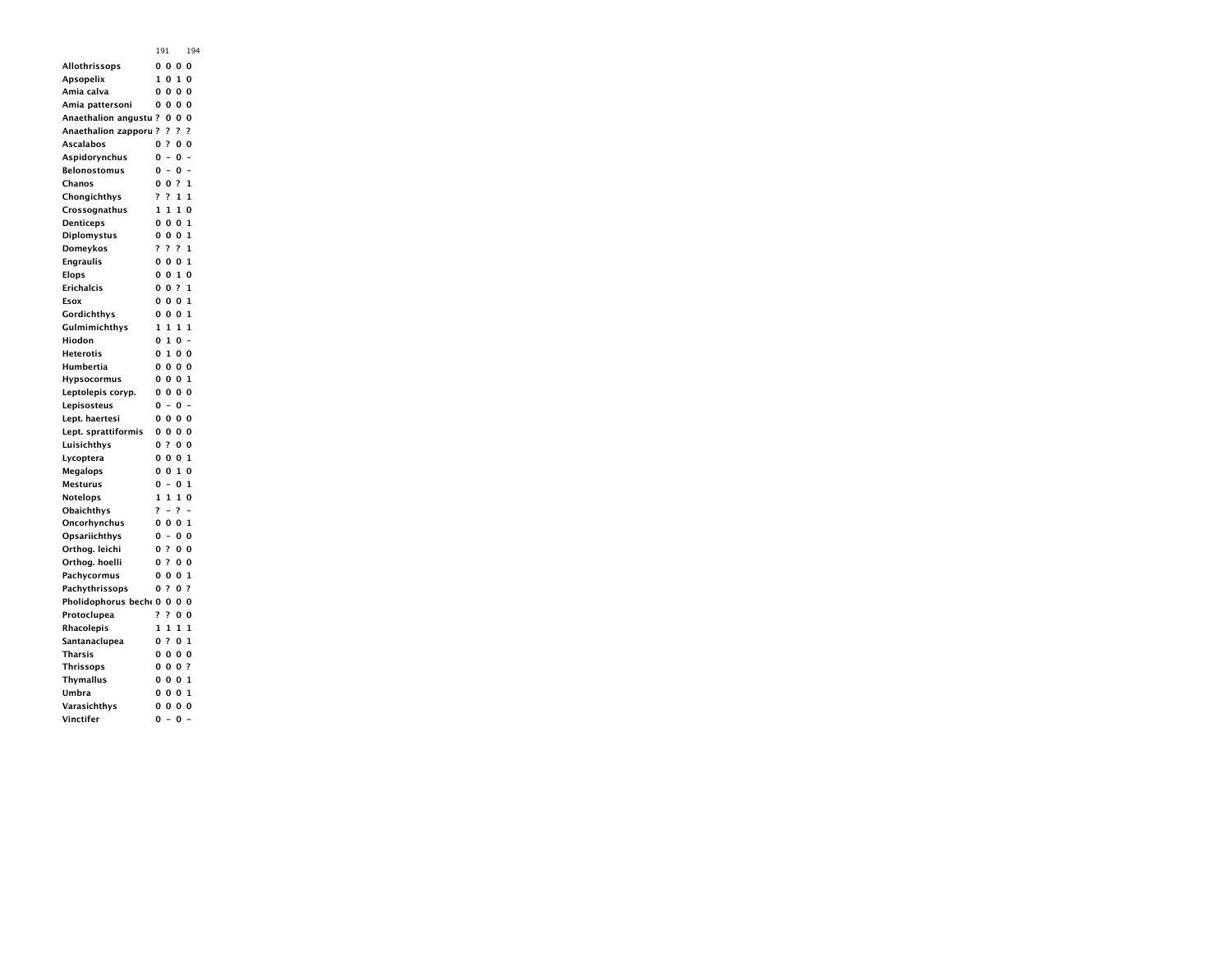| | 191 | | | 194 |
|---|---|---|---|---|
| Allothrissops | 0 | 0 | 0 | 0 |
| Apsopelix | 1 | 0 | 1 | 0 |
| Amia calva | 0 | 0 | 0 | 0 |
| Amia pattersoni | 0 | 0 | 0 | 0 |
| Anaethalion angustu | ? | 0 | 0 | 0 |
| Anaethalion zapporu | ? | ? | ? | ? |
| Ascalabos | 0 | ? | 0 | 0 |
| Aspidorynchus | 0 | – | 0 | – |
| Belonostomus | 0 | – | 0 | – |
| Chanos | 0 | 0 | ? | 1 |
| Chongichthys | ? | ? | 1 | 1 |
| Crossognathus | 1 | 1 | 1 | 0 |
| Denticeps | 0 | 0 | 0 | 1 |
| Diplomystus | 0 | 0 | 0 | 1 |
| Domeykos | ? | ? | ? | 1 |
| Engraulis | 0 | 0 | 0 | 1 |
| Elops | 0 | 0 | 1 | 0 |
| Erichalcis | 0 | 0 | ? | 1 |
| Esox | 0 | 0 | 0 | 1 |
| Gordichthys | 0 | 0 | 0 | 1 |
| Gulmimichthys | 1 | 1 | 1 | 1 |
| Hiodon | 0 | 1 | 0 | – |
| Heterotis | 0 | 1 | 0 | 0 |
| Humbertia | 0 | 0 | 0 | 0 |
| Hypsocormus | 0 | 0 | 0 | 1 |
| Leptolepis coryp. | 0 | 0 | 0 | 0 |
| Lepisosteus | 0 | – | 0 | – |
| Lept. haertesi | 0 | 0 | 0 | 0 |
| Lept. sprattiformis | 0 | 0 | 0 | 0 |
| Luisichthys | 0 | ? | 0 | 0 |
| Lycoptera | 0 | 0 | 0 | 1 |
| Megalops | 0 | 0 | 1 | 0 |
| Mesturus | 0 | – | 0 | 1 |
| Notelops | 1 | 1 | 1 | 0 |
| Obaichthys | ? | – | ? | – |
| Oncorhynchus | 0 | 0 | 0 | 1 |
| Opsariichthys | 0 | – | 0 | 0 |
| Orthog. leichi | 0 | ? | 0 | 0 |
| Orthog. hoelli | 0 | ? | 0 | 0 |
| Pachycormus | 0 | 0 | 0 | 1 |
| Pachythrissops | 0 | ? | 0 | ? |
| Pholidophorus bech | 0 | 0 | 0 | 0 |
| Protoclupea | ? | ? | 0 | 0 |
| Rhacolepis | 1 | 1 | 1 | 1 |
| Santanaclupea | 0 | ? | 0 | 1 |
| Tharsis | 0 | 0 | 0 | 0 |
| Thrissops | 0 | 0 | 0 | ? |
| Thymallus | 0 | 0 | 0 | 1 |
| Umbra | 0 | 0 | 0 | 1 |
| Varasichthys | 0 | 0 | 0 | 0 |
| Vinctifer | 0 | – | 0 | – |